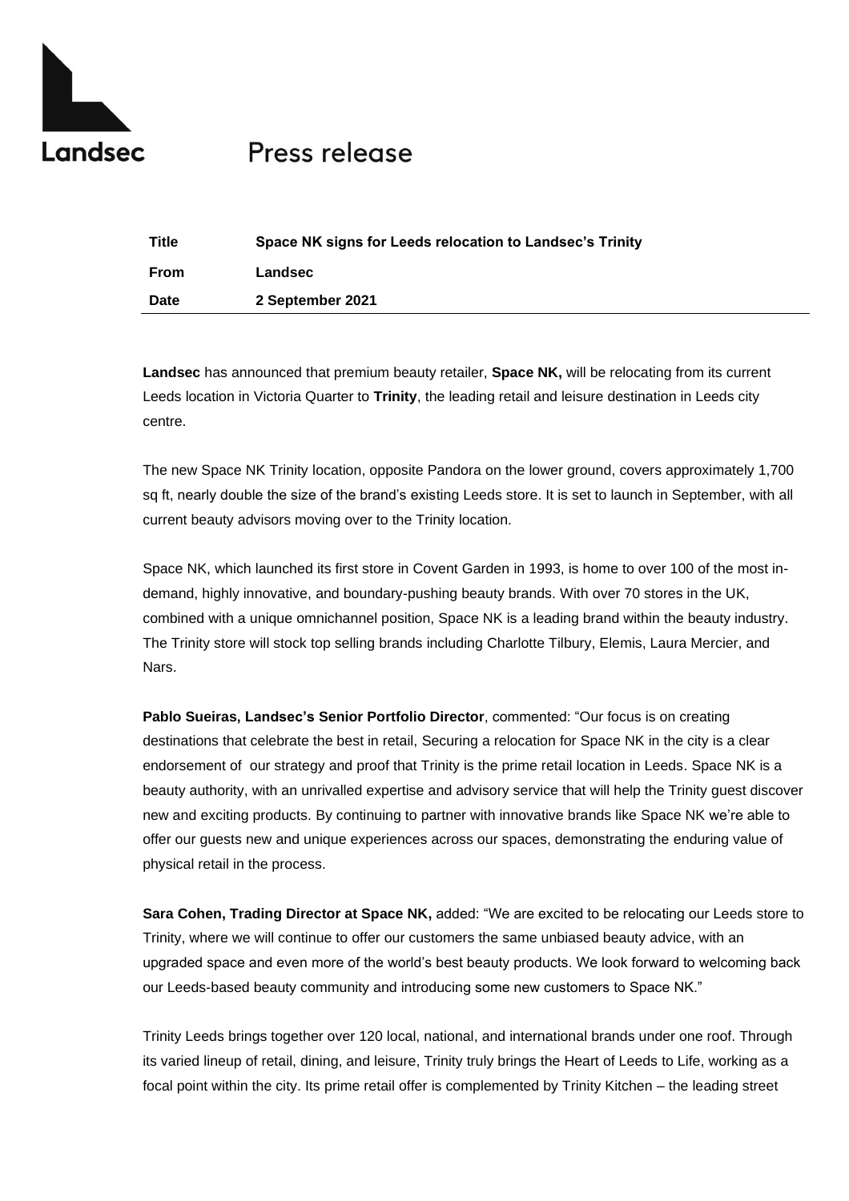# Press release

| Title | Space NK signs for Leeds relocation to Landsec's Trinity |
|---|---|
| From | Landsec |
| Date | 2 September 2021 |

**Landsec** has announced that premium beauty retailer, **Space NK,** will be relocating from its current Leeds location in Victoria Quarter to **Trinity**, the leading retail and leisure destination in Leeds city centre.

The new Space NK Trinity location, opposite Pandora on the lower ground, covers approximately 1,700 sq ft, nearly double the size of the brand's existing Leeds store. It is set to launch in September, with all current beauty advisors moving over to the Trinity location.

Space NK, which launched its first store in Covent Garden in 1993, is home to over 100 of the most in-demand, highly innovative, and boundary-pushing beauty brands. With over 70 stores in the UK, combined with a unique omnichannel position, Space NK is a leading brand within the beauty industry. The Trinity store will stock top selling brands including Charlotte Tilbury, Elemis, Laura Mercier, and Nars.

**Pablo Sueiras, Landsec's Senior Portfolio Director**, commented: "Our focus is on creating destinations that celebrate the best in retail, Securing a relocation for Space NK in the city is a clear endorsement of our strategy and proof that Trinity is the prime retail location in Leeds. Space NK is a beauty authority, with an unrivalled expertise and advisory service that will help the Trinity guest discover new and exciting products. By continuing to partner with innovative brands like Space NK we're able to offer our guests new and unique experiences across our spaces, demonstrating the enduring value of physical retail in the process.

**Sara Cohen, Trading Director at Space NK,** added: "We are excited to be relocating our Leeds store to Trinity, where we will continue to offer our customers the same unbiased beauty advice, with an upgraded space and even more of the world's best beauty products. We look forward to welcoming back our Leeds-based beauty community and introducing some new customers to Space NK."

Trinity Leeds brings together over 120 local, national, and international brands under one roof. Through its varied lineup of retail, dining, and leisure, Trinity truly brings the Heart of Leeds to Life, working as a focal point within the city. Its prime retail offer is complemented by Trinity Kitchen – the leading street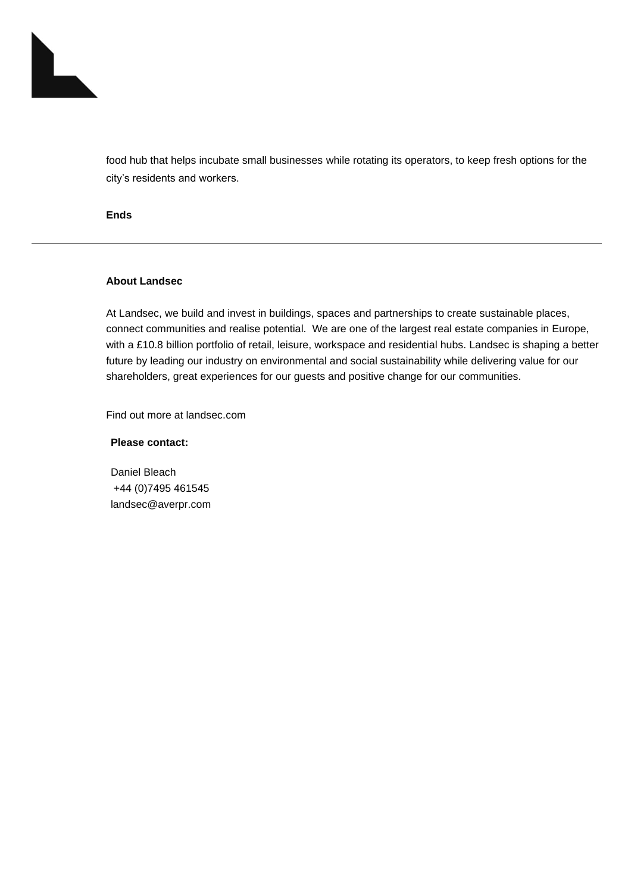food hub that helps incubate small businesses while rotating its operators, to keep fresh options for the city's residents and workers.

**Ends**

---

**About Landsec**

At Landsec, we build and invest in buildings, spaces and partnerships to create sustainable places, connect communities and realise potential. We are one of the largest real estate companies in Europe, with a £10.8 billion portfolio of retail, leisure, workspace and residential hubs. Landsec is shaping a better future by leading our industry on environmental and social sustainability while delivering value for our shareholders, great experiences for our guests and positive change for our communities.

Find out more at landsec.com

**Please contact:**

Daniel Bleach
+44 (0)7495 461545
landsec@averpr.com